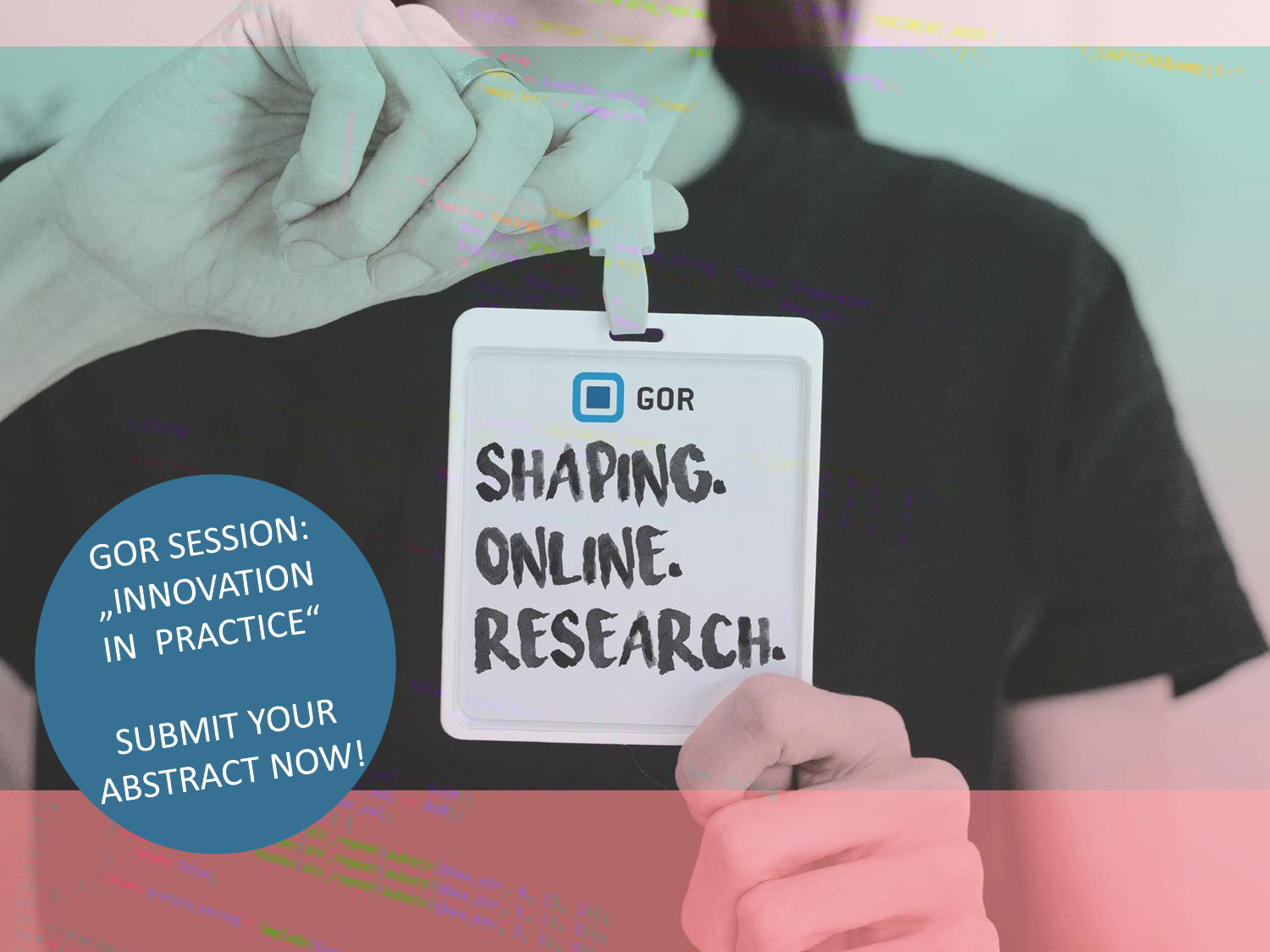GOR SESSION: „INNOVATION IN PRACTICE“

SUBMIT YOUR ABSTRACT NOW!

GOR

SHAPING. ONLINE. RESEARCH.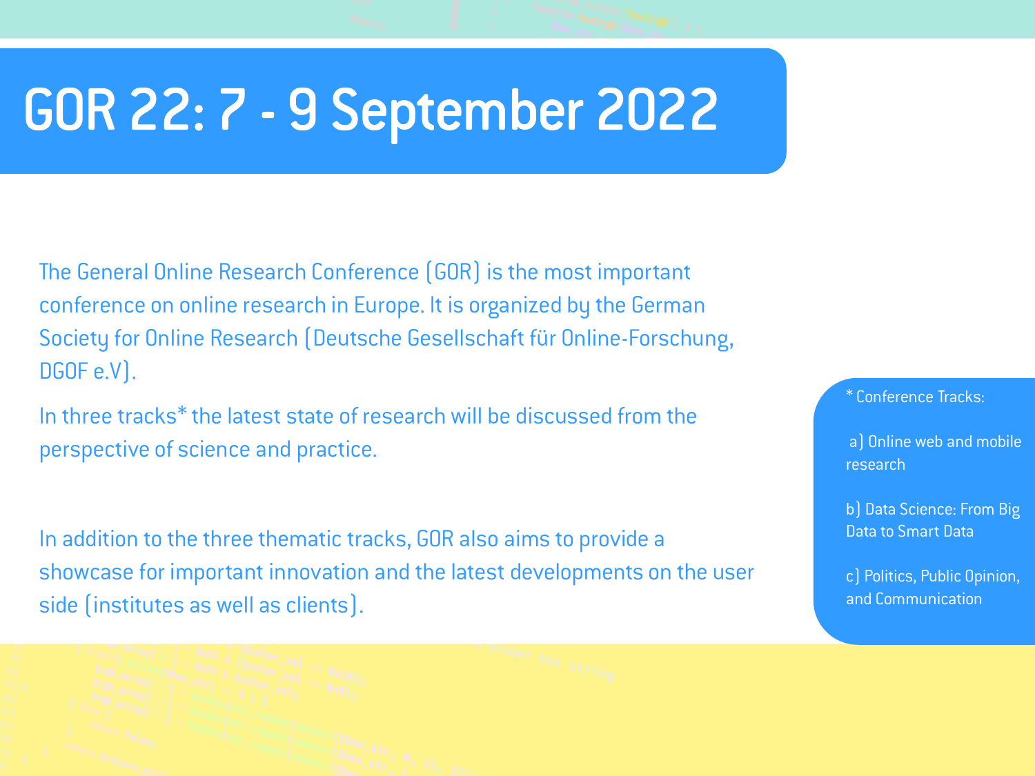# GOR 22: 7 - 9 September 2022

The General Online Research Conference (GOR) is the most important conference on online research in Europe. It is organized by the German Society for Online Research (Deutsche Gesellschaft für Online-Forschung, DGOF e.V).

In three tracks* the latest state of research will be discussed from the perspective of science and practice.

In addition to the three thematic tracks, GOR also aims to provide a showcase for important innovation and the latest developments on the user side (institutes as well as clients).

* Conference Tracks:

a) Online web and mobile research

b) Data Science: From Big Data to Smart Data

c) Politics, Public Opinion, and Communication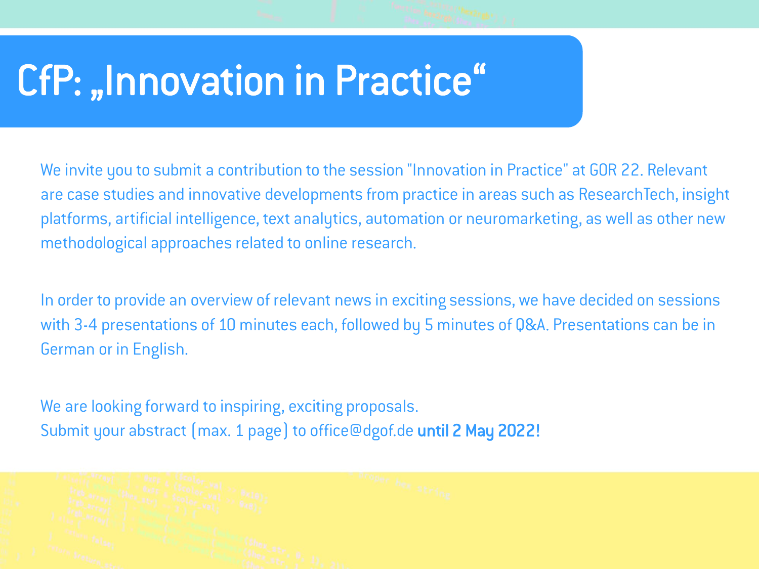# CfP: „Innovation in Practice“

We invite you to submit a contribution to the session "Innovation in Practice" at GOR 22. Relevant are case studies and innovative developments from practice in areas such as ResearchTech, insight platforms, artificial intelligence, text analytics, automation or neuromarketing, as well as other new methodological approaches related to online research.

In order to provide an overview of relevant news in exciting sessions, we have decided on sessions with 3-4 presentations of 10 minutes each, followed by 5 minutes of Q&A. Presentations can be in German or in English.

We are looking forward to inspiring, exciting proposals.
Submit your abstract (max. 1 page) to office@dgof.de **until 2 May 2022!**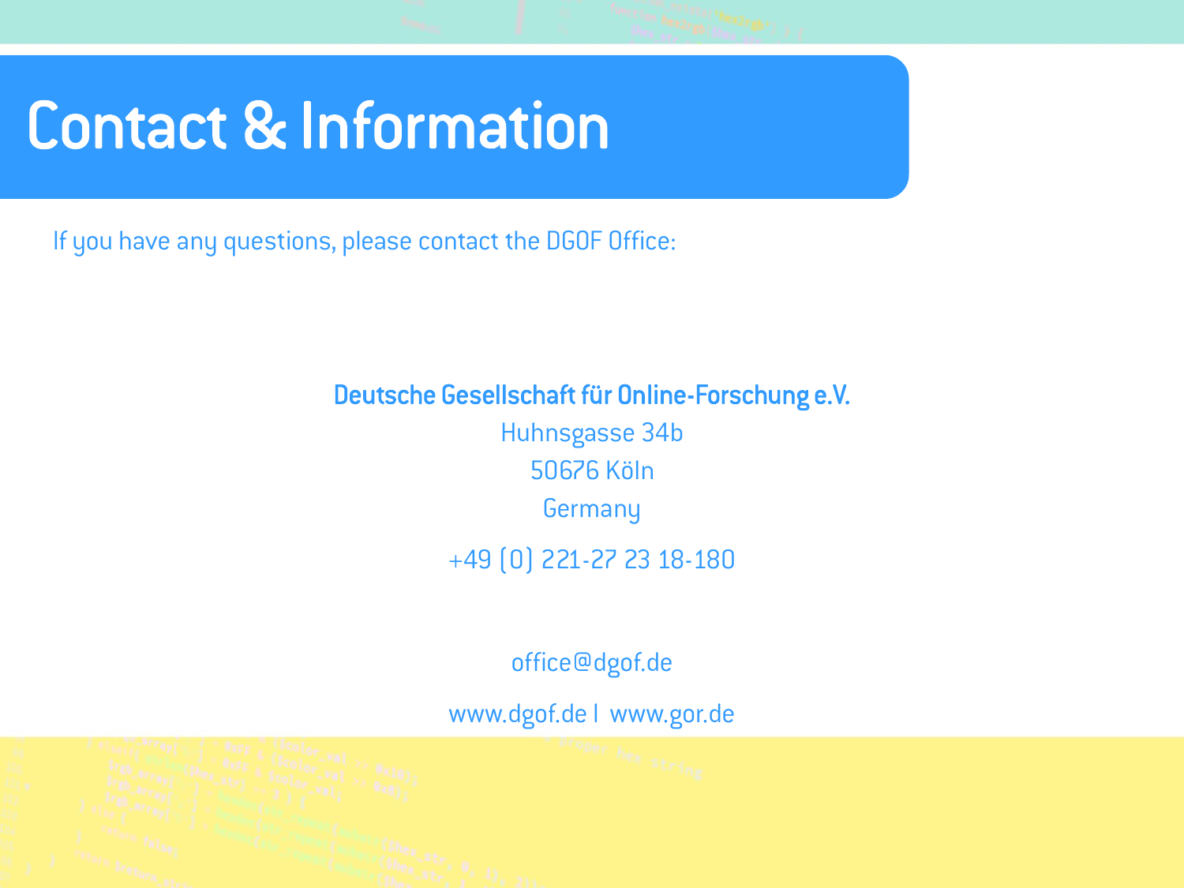# Contact & Information

If you have any questions, please contact the DGOF Office:

**Deutsche Gesellschaft für Online-Forschung e.V.**
Huhnsgasse 34b
50676 Köln
Germany

+49 (0) 221-27 23 18-180

office@dgof.de

www.dgof.de | www.gor.de